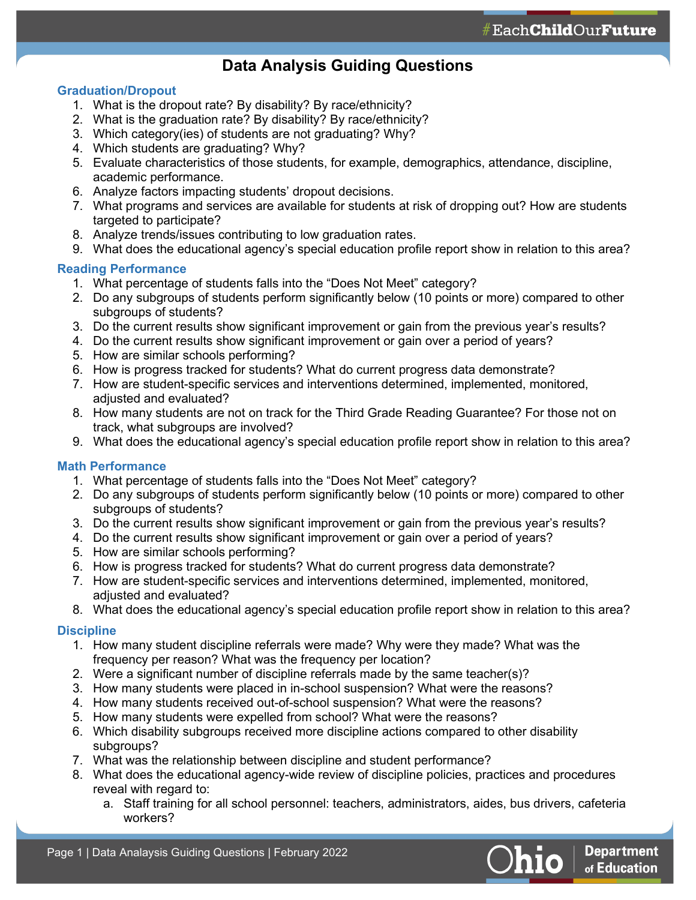# Data Analysis Guiding Questions

## Graduation/Dropout

1. What is the dropout rate? By disability? By race/ethnicity?
2. What is the graduation rate? By disability? By race/ethnicity?
3. Which category(ies) of students are not graduating? Why?
4. Which students are graduating? Why?
5. Evaluate characteristics of those students, for example, demographics, attendance, discipline, academic performance.
6. Analyze factors impacting students' dropout decisions.
7. What programs and services are available for students at risk of dropping out? How are students targeted to participate?
8. Analyze trends/issues contributing to low graduation rates.
9. What does the educational agency's special education profile report show in relation to this area?

## Reading Performance

1. What percentage of students falls into the "Does Not Meet" category?
2. Do any subgroups of students perform significantly below (10 points or more) compared to other subgroups of students?
3. Do the current results show significant improvement or gain from the previous year's results?
4. Do the current results show significant improvement or gain over a period of years?
5. How are similar schools performing?
6. How is progress tracked for students? What do current progress data demonstrate?
7. How are student-specific services and interventions determined, implemented, monitored, adjusted and evaluated?
8. How many students are not on track for the Third Grade Reading Guarantee? For those not on track, what subgroups are involved?
9. What does the educational agency's special education profile report show in relation to this area?

## Math Performance

1. What percentage of students falls into the "Does Not Meet" category?
2. Do any subgroups of students perform significantly below (10 points or more) compared to other subgroups of students?
3. Do the current results show significant improvement or gain from the previous year's results?
4. Do the current results show significant improvement or gain over a period of years?
5. How are similar schools performing?
6. How is progress tracked for students? What do current progress data demonstrate?
7. How are student-specific services and interventions determined, implemented, monitored, adjusted and evaluated?
8. What does the educational agency's special education profile report show in relation to this area?

## Discipline

1. How many student discipline referrals were made? Why were they made? What was the frequency per reason? What was the frequency per location?
2. Were a significant number of discipline referrals made by the same teacher(s)?
3. How many students were placed in in-school suspension? What were the reasons?
4. How many students received out-of-school suspension? What were the reasons?
5. How many students were expelled from school? What were the reasons?
6. Which disability subgroups received more discipline actions compared to other disability subgroups?
7. What was the relationship between discipline and student performance?
8. What does the educational agency-wide review of discipline policies, practices and procedures reveal with regard to:
    a. Staff training for all school personnel: teachers, administrators, aides, bus drivers, cafeteria workers?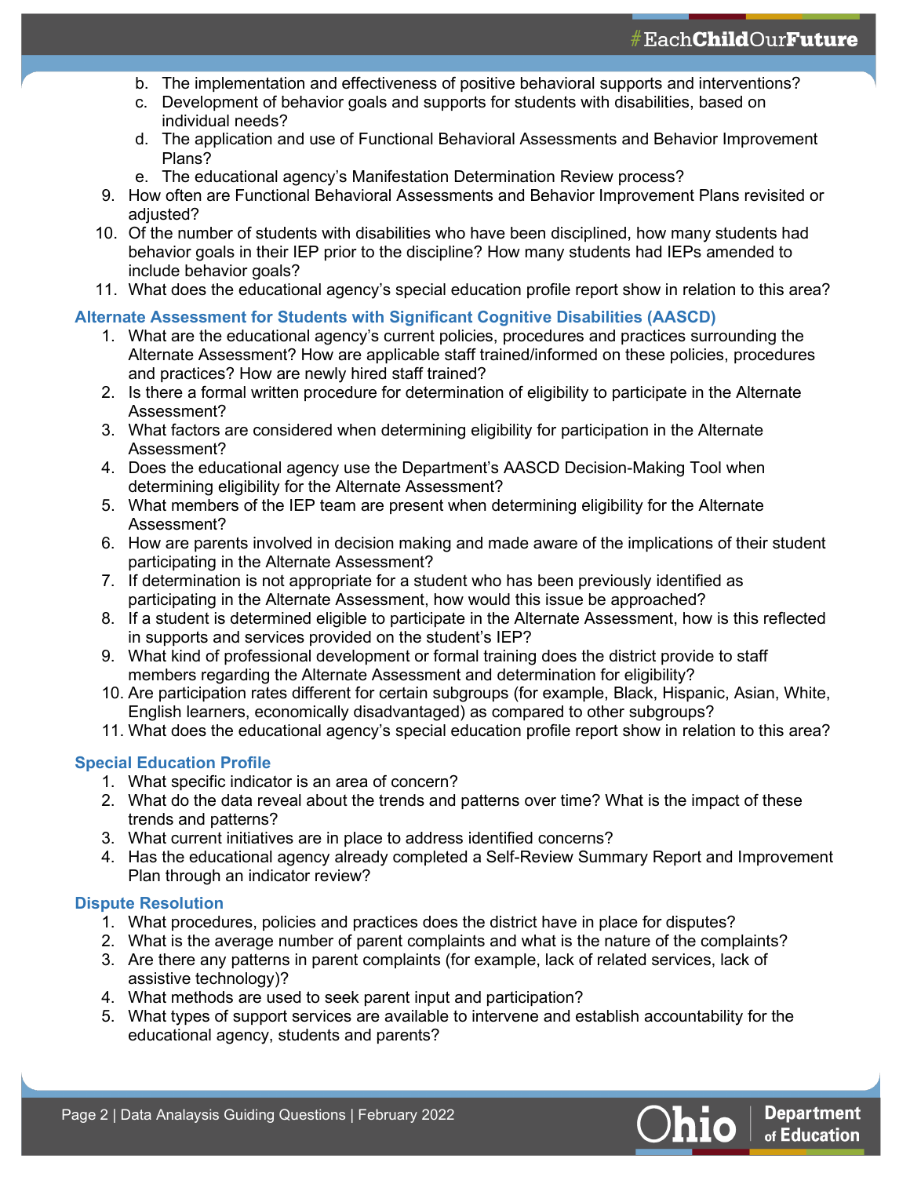b. The implementation and effectiveness of positive behavioral supports and interventions?
c. Development of behavior goals and supports for students with disabilities, based on individual needs?
d. The application and use of Functional Behavioral Assessments and Behavior Improvement Plans?
e. The educational agency's Manifestation Determination Review process?

9. How often are Functional Behavioral Assessments and Behavior Improvement Plans revisited or adjusted?
10. Of the number of students with disabilities who have been disciplined, how many students had behavior goals in their IEP prior to the discipline? How many students had IEPs amended to include behavior goals?
11. What does the educational agency's special education profile report show in relation to this area?

### Alternate Assessment for Students with Significant Cognitive Disabilities (AASCD)

1. What are the educational agency's current policies, procedures and practices surrounding the Alternate Assessment? How are applicable staff trained/informed on these policies, procedures and practices? How are newly hired staff trained?
2. Is there a formal written procedure for determination of eligibility to participate in the Alternate Assessment?
3. What factors are considered when determining eligibility for participation in the Alternate Assessment?
4. Does the educational agency use the Department's AASCD Decision-Making Tool when determining eligibility for the Alternate Assessment?
5. What members of the IEP team are present when determining eligibility for the Alternate Assessment?
6. How are parents involved in decision making and made aware of the implications of their student participating in the Alternate Assessment?
7. If determination is not appropriate for a student who has been previously identified as participating in the Alternate Assessment, how would this issue be approached?
8. If a student is determined eligible to participate in the Alternate Assessment, how is this reflected in supports and services provided on the student's IEP?
9. What kind of professional development or formal training does the district provide to staff members regarding the Alternate Assessment and determination for eligibility?
10. Are participation rates different for certain subgroups (for example, Black, Hispanic, Asian, White, English learners, economically disadvantaged) as compared to other subgroups?
11. What does the educational agency's special education profile report show in relation to this area?

### Special Education Profile

1. What specific indicator is an area of concern?
2. What do the data reveal about the trends and patterns over time? What is the impact of these trends and patterns?
3. What current initiatives are in place to address identified concerns?
4. Has the educational agency already completed a Self-Review Summary Report and Improvement Plan through an indicator review?

### Dispute Resolution

1. What procedures, policies and practices does the district have in place for disputes?
2. What is the average number of parent complaints and what is the nature of the complaints?
3. Are there any patterns in parent complaints (for example, lack of related services, lack of assistive technology)?
4. What methods are used to seek parent input and participation?
5. What types of support services are available to intervene and establish accountability for the educational agency, students and parents?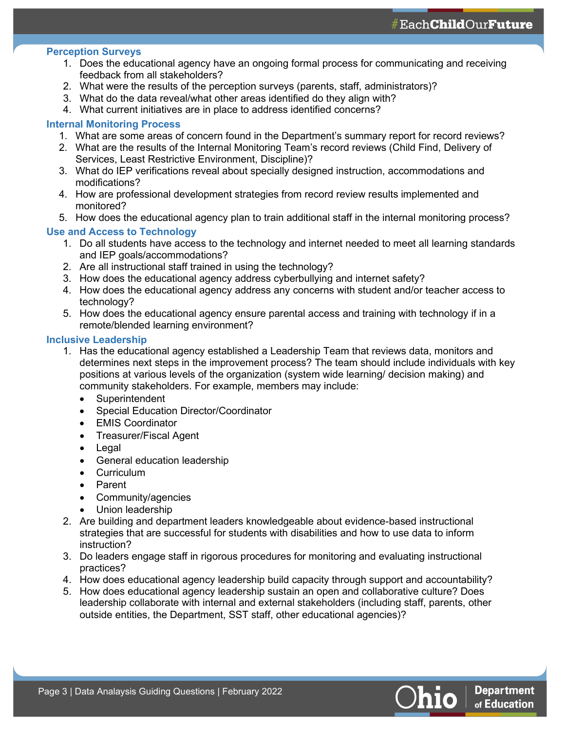### Perception Surveys

1. Does the educational agency have an ongoing formal process for communicating and receiving feedback from all stakeholders?
2. What were the results of the perception surveys (parents, staff, administrators)?
3. What do the data reveal/what other areas identified do they align with?
4. What current initiatives are in place to address identified concerns?

### Internal Monitoring Process

1. What are some areas of concern found in the Department's summary report for record reviews?
2. What are the results of the Internal Monitoring Team's record reviews (Child Find, Delivery of Services, Least Restrictive Environment, Discipline)?
3. What do IEP verifications reveal about specially designed instruction, accommodations and modifications?
4. How are professional development strategies from record review results implemented and monitored?
5. How does the educational agency plan to train additional staff in the internal monitoring process?

### Use and Access to Technology

1. Do all students have access to the technology and internet needed to meet all learning standards and IEP goals/accommodations?
2. Are all instructional staff trained in using the technology?
3. How does the educational agency address cyberbullying and internet safety?
4. How does the educational agency address any concerns with student and/or teacher access to technology?
5. How does the educational agency ensure parental access and training with technology if in a remote/blended learning environment?

### Inclusive Leadership

1. Has the educational agency established a Leadership Team that reviews data, monitors and determines next steps in the improvement process? The team should include individuals with key positions at various levels of the organization (system wide learning/ decision making) and community stakeholders. For example, members may include:
   - Superintendent
   - Special Education Director/Coordinator
   - EMIS Coordinator
   - Treasurer/Fiscal Agent
   - Legal
   - General education leadership
   - Curriculum
   - Parent
   - Community/agencies
   - Union leadership
2. Are building and department leaders knowledgeable about evidence-based instructional strategies that are successful for students with disabilities and how to use data to inform instruction?
3. Do leaders engage staff in rigorous procedures for monitoring and evaluating instructional practices?
4. How does educational agency leadership build capacity through support and accountability?
5. How does educational agency leadership sustain an open and collaborative culture? Does leadership collaborate with internal and external stakeholders (including staff, parents, other outside entities, the Department, SST staff, other educational agencies)?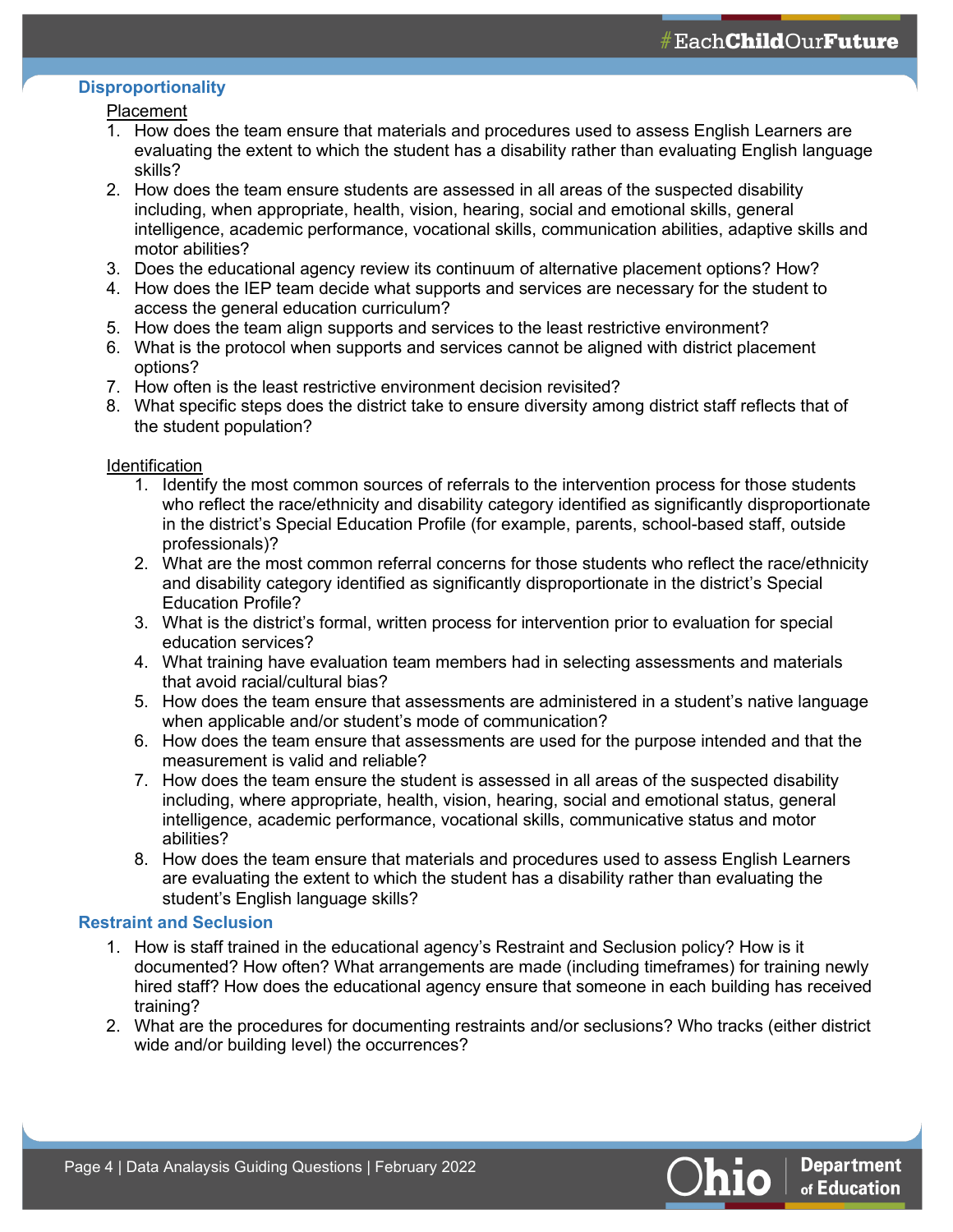## Disproportionality

### Placement

1. How does the team ensure that materials and procedures used to assess English Learners are evaluating the extent to which the student has a disability rather than evaluating English language skills?
2. How does the team ensure students are assessed in all areas of the suspected disability including, when appropriate, health, vision, hearing, social and emotional skills, general intelligence, academic performance, vocational skills, communication abilities, adaptive skills and motor abilities?
3. Does the educational agency review its continuum of alternative placement options? How?
4. How does the IEP team decide what supports and services are necessary for the student to access the general education curriculum?
5. How does the team align supports and services to the least restrictive environment?
6. What is the protocol when supports and services cannot be aligned with district placement options?
7. How often is the least restrictive environment decision revisited?
8. What specific steps does the district take to ensure diversity among district staff reflects that of the student population?

### Identification

1. Identify the most common sources of referrals to the intervention process for those students who reflect the race/ethnicity and disability category identified as significantly disproportionate in the district's Special Education Profile (for example, parents, school-based staff, outside professionals)?
2. What are the most common referral concerns for those students who reflect the race/ethnicity and disability category identified as significantly disproportionate in the district's Special Education Profile?
3. What is the district's formal, written process for intervention prior to evaluation for special education services?
4. What training have evaluation team members had in selecting assessments and materials that avoid racial/cultural bias?
5. How does the team ensure that assessments are administered in a student's native language when applicable and/or student's mode of communication?
6. How does the team ensure that assessments are used for the purpose intended and that the measurement is valid and reliable?
7. How does the team ensure the student is assessed in all areas of the suspected disability including, where appropriate, health, vision, hearing, social and emotional status, general intelligence, academic performance, vocational skills, communicative status and motor abilities?
8. How does the team ensure that materials and procedures used to assess English Learners are evaluating the extent to which the student has a disability rather than evaluating the student's English language skills?

## Restraint and Seclusion

1. How is staff trained in the educational agency's Restraint and Seclusion policy? How is it documented? How often? What arrangements are made (including timeframes) for training newly hired staff? How does the educational agency ensure that someone in each building has received training?
2. What are the procedures for documenting restraints and/or seclusions? Who tracks (either district wide and/or building level) the occurrences?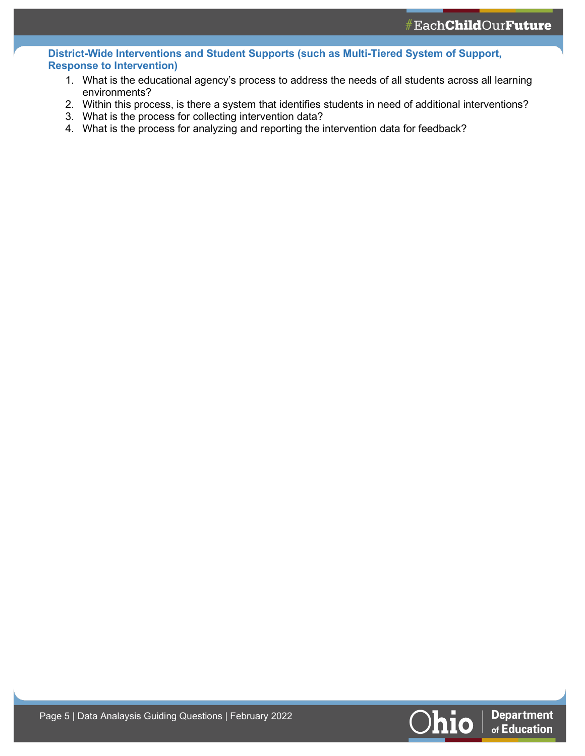### District-Wide Interventions and Student Supports (such as Multi-Tiered System of Support, Response to Intervention)

1. What is the educational agency's process to address the needs of all students across all learning environments?
2. Within this process, is there a system that identifies students in need of additional interventions?
3. What is the process for collecting intervention data?
4. What is the process for analyzing and reporting the intervention data for feedback?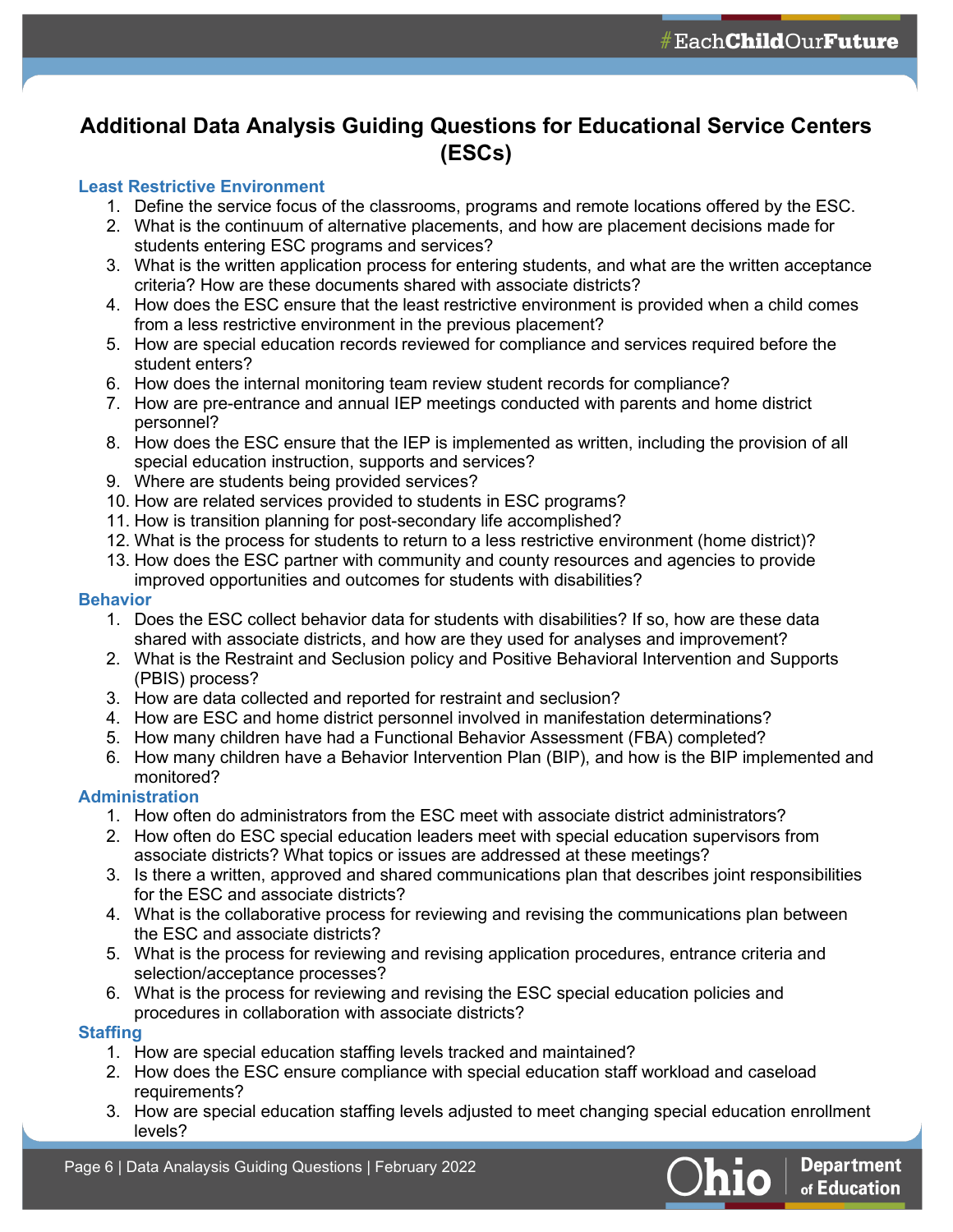# Additional Data Analysis Guiding Questions for Educational Service Centers (ESCs)

## Least Restrictive Environment

1. Define the service focus of the classrooms, programs and remote locations offered by the ESC.
2. What is the continuum of alternative placements, and how are placement decisions made for students entering ESC programs and services?
3. What is the written application process for entering students, and what are the written acceptance criteria? How are these documents shared with associate districts?
4. How does the ESC ensure that the least restrictive environment is provided when a child comes from a less restrictive environment in the previous placement?
5. How are special education records reviewed for compliance and services required before the student enters?
6. How does the internal monitoring team review student records for compliance?
7. How are pre-entrance and annual IEP meetings conducted with parents and home district personnel?
8. How does the ESC ensure that the IEP is implemented as written, including the provision of all special education instruction, supports and services?
9. Where are students being provided services?
10. How are related services provided to students in ESC programs?
11. How is transition planning for post-secondary life accomplished?
12. What is the process for students to return to a less restrictive environment (home district)?
13. How does the ESC partner with community and county resources and agencies to provide improved opportunities and outcomes for students with disabilities?

## Behavior

1. Does the ESC collect behavior data for students with disabilities? If so, how are these data shared with associate districts, and how are they used for analyses and improvement?
2. What is the Restraint and Seclusion policy and Positive Behavioral Intervention and Supports (PBIS) process?
3. How are data collected and reported for restraint and seclusion?
4. How are ESC and home district personnel involved in manifestation determinations?
5. How many children have had a Functional Behavior Assessment (FBA) completed?
6. How many children have a Behavior Intervention Plan (BIP), and how is the BIP implemented and monitored?

## Administration

1. How often do administrators from the ESC meet with associate district administrators?
2. How often do ESC special education leaders meet with special education supervisors from associate districts? What topics or issues are addressed at these meetings?
3. Is there a written, approved and shared communications plan that describes joint responsibilities for the ESC and associate districts?
4. What is the collaborative process for reviewing and revising the communications plan between the ESC and associate districts?
5. What is the process for reviewing and revising application procedures, entrance criteria and selection/acceptance processes?
6. What is the process for reviewing and revising the ESC special education policies and procedures in collaboration with associate districts?

## Staffing

1. How are special education staffing levels tracked and maintained?
2. How does the ESC ensure compliance with special education staff workload and caseload requirements?
3. How are special education staffing levels adjusted to meet changing special education enrollment levels?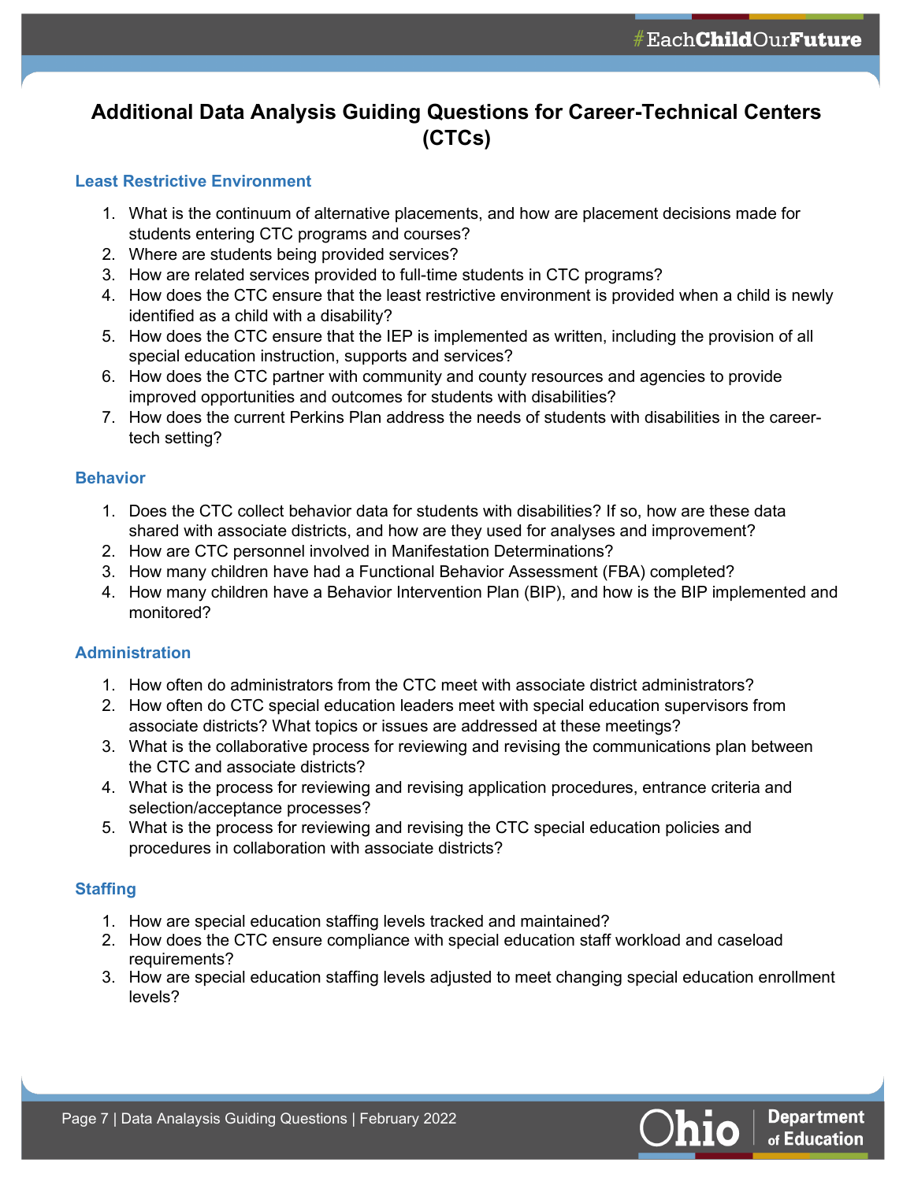# Additional Data Analysis Guiding Questions for Career-Technical Centers (CTCs)

## Least Restrictive Environment

1. What is the continuum of alternative placements, and how are placement decisions made for students entering CTC programs and courses?
2. Where are students being provided services?
3. How are related services provided to full-time students in CTC programs?
4. How does the CTC ensure that the least restrictive environment is provided when a child is newly identified as a child with a disability?
5. How does the CTC ensure that the IEP is implemented as written, including the provision of all special education instruction, supports and services?
6. How does the CTC partner with community and county resources and agencies to provide improved opportunities and outcomes for students with disabilities?
7. How does the current Perkins Plan address the needs of students with disabilities in the career-tech setting?

## Behavior

1. Does the CTC collect behavior data for students with disabilities? If so, how are these data shared with associate districts, and how are they used for analyses and improvement?
2. How are CTC personnel involved in Manifestation Determinations?
3. How many children have had a Functional Behavior Assessment (FBA) completed?
4. How many children have a Behavior Intervention Plan (BIP), and how is the BIP implemented and monitored?

## Administration

1. How often do administrators from the CTC meet with associate district administrators?
2. How often do CTC special education leaders meet with special education supervisors from associate districts? What topics or issues are addressed at these meetings?
3. What is the collaborative process for reviewing and revising the communications plan between the CTC and associate districts?
4. What is the process for reviewing and revising application procedures, entrance criteria and selection/acceptance processes?
5. What is the process for reviewing and revising the CTC special education policies and procedures in collaboration with associate districts?

## Staffing

1. How are special education staffing levels tracked and maintained?
2. How does the CTC ensure compliance with special education staff workload and caseload requirements?
3. How are special education staffing levels adjusted to meet changing special education enrollment levels?